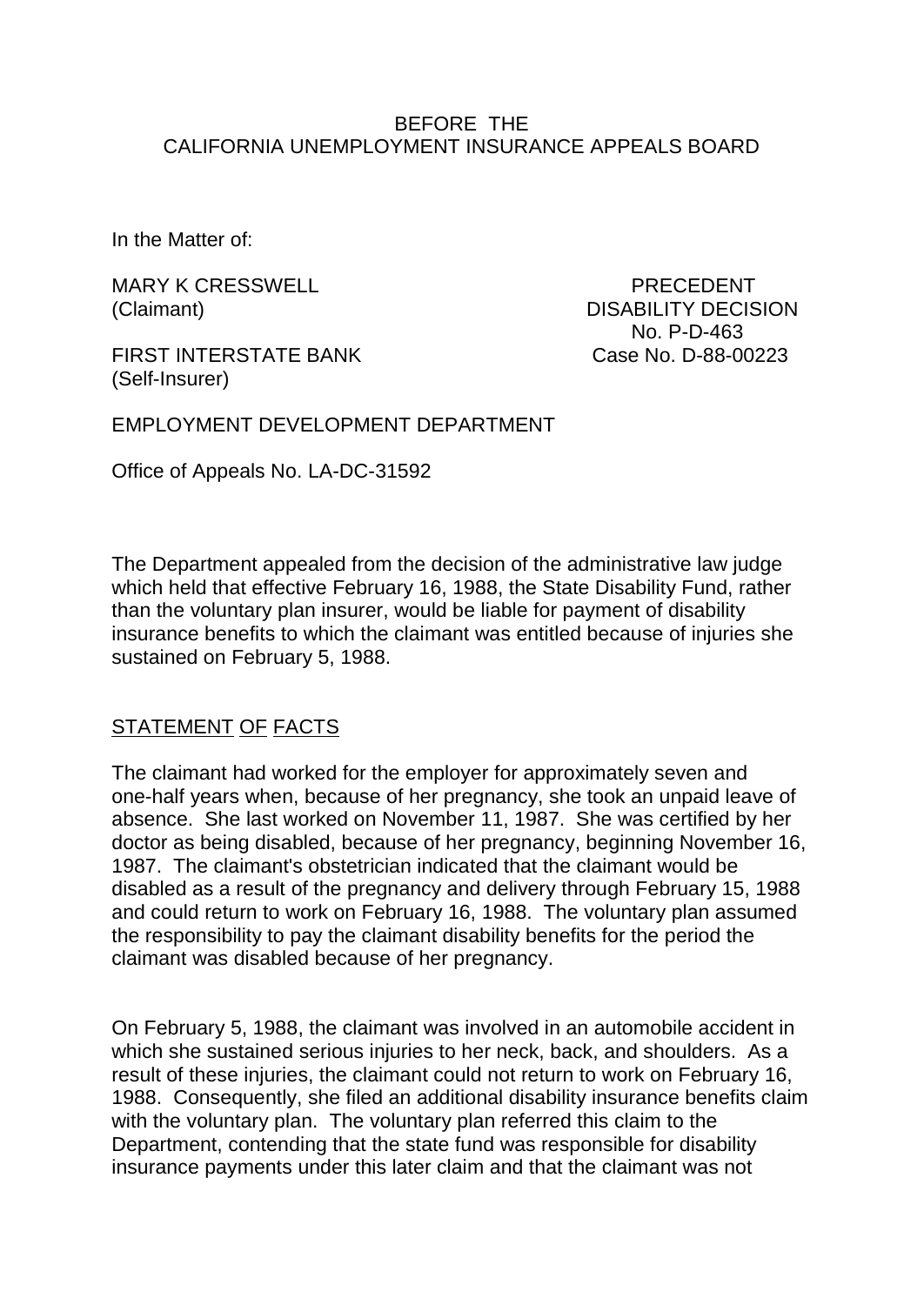BEFORE THE
CALIFORNIA UNEMPLOYMENT INSURANCE APPEALS BOARD

In the Matter of:

MARY K CRESSWELL
(Claimant)

PRECEDENT
DISABILITY DECISION
No. P-D-463
Case No. D-88-00223

FIRST INTERSTATE BANK
(Self-Insurer)

EMPLOYMENT DEVELOPMENT DEPARTMENT

Office of Appeals No. LA-DC-31592

The Department appealed from the decision of the administrative law judge which held that effective February 16, 1988, the State Disability Fund, rather than the voluntary plan insurer, would be liable for payment of disability insurance benefits to which the claimant was entitled because of injuries she sustained on February 5, 1988.

## STATEMENT OF FACTS

The claimant had worked for the employer for approximately seven and one-half years when, because of her pregnancy, she took an unpaid leave of absence. She last worked on November 11, 1987. She was certified by her doctor as being disabled, because of her pregnancy, beginning November 16, 1987. The claimant's obstetrician indicated that the claimant would be disabled as a result of the pregnancy and delivery through February 15, 1988 and could return to work on February 16, 1988. The voluntary plan assumed the responsibility to pay the claimant disability benefits for the period the claimant was disabled because of her pregnancy.

On February 5, 1988, the claimant was involved in an automobile accident in which she sustained serious injuries to her neck, back, and shoulders. As a result of these injuries, the claimant could not return to work on February 16, 1988. Consequently, she filed an additional disability insurance benefits claim with the voluntary plan. The voluntary plan referred this claim to the Department, contending that the state fund was responsible for disability insurance payments under this later claim and that the claimant was not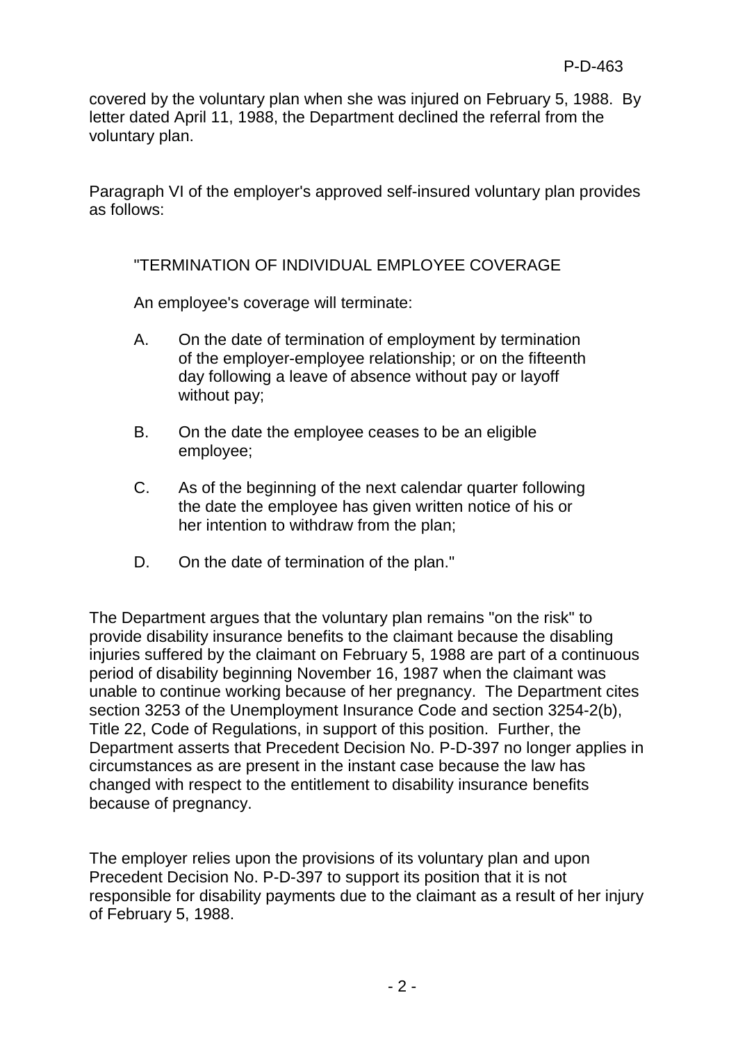covered by the voluntary plan when she was injured on February 5, 1988. By letter dated April 11, 1988, the Department declined the referral from the voluntary plan.

Paragraph VI of the employer's approved self-insured voluntary plan provides as follows:

> "TERMINATION OF INDIVIDUAL EMPLOYEE COVERAGE
>
> An employee's coverage will terminate:
>
> A. On the date of termination of employment by termination of the employer-employee relationship; or on the fifteenth day following a leave of absence without pay or layoff without pay;
>
> B. On the date the employee ceases to be an eligible employee;
>
> C. As of the beginning of the next calendar quarter following the date the employee has given written notice of his or her intention to withdraw from the plan;
>
> D. On the date of termination of the plan."

The Department argues that the voluntary plan remains "on the risk" to provide disability insurance benefits to the claimant because the disabling injuries suffered by the claimant on February 5, 1988 are part of a continuous period of disability beginning November 16, 1987 when the claimant was unable to continue working because of her pregnancy. The Department cites section 3253 of the Unemployment Insurance Code and section 3254-2(b), Title 22, Code of Regulations, in support of this position. Further, the Department asserts that Precedent Decision No. P-D-397 no longer applies in circumstances as are present in the instant case because the law has changed with respect to the entitlement to disability insurance benefits because of pregnancy.

The employer relies upon the provisions of its voluntary plan and upon Precedent Decision No. P-D-397 to support its position that it is not responsible for disability payments due to the claimant as a result of her injury of February 5, 1988.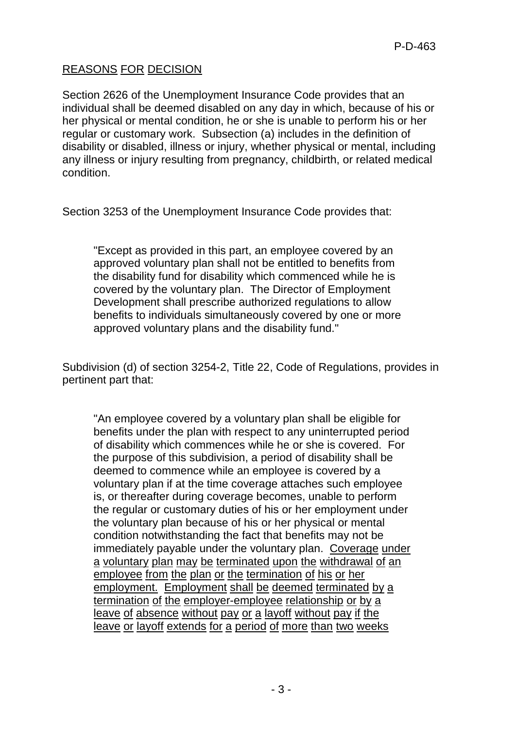## REASONS FOR DECISION

Section 2626 of the Unemployment Insurance Code provides that an individual shall be deemed disabled on any day in which, because of his or her physical or mental condition, he or she is unable to perform his or her regular or customary work. Subsection (a) includes in the definition of disability or disabled, illness or injury, whether physical or mental, including any illness or injury resulting from pregnancy, childbirth, or related medical condition.

Section 3253 of the Unemployment Insurance Code provides that:

> "Except as provided in this part, an employee covered by an approved voluntary plan shall not be entitled to benefits from the disability fund for disability which commenced while he is covered by the voluntary plan. The Director of Employment Development shall prescribe authorized regulations to allow benefits to individuals simultaneously covered by one or more approved voluntary plans and the disability fund."

Subdivision (d) of section 3254-2, Title 22, Code of Regulations, provides in pertinent part that:

> "An employee covered by a voluntary plan shall be eligible for benefits under the plan with respect to any uninterrupted period of disability which commences while he or she is covered. For the purpose of this subdivision, a period of disability shall be deemed to commence while an employee is covered by a voluntary plan if at the time coverage attaches such employee is, or thereafter during coverage becomes, unable to perform the regular or customary duties of his or her employment under the voluntary plan because of his or her physical or mental condition notwithstanding the fact that benefits may not be immediately payable under the voluntary plan. <u>Coverage under a voluntary plan may be terminated upon the withdrawal of an employee from the plan or the termination of his or her employment. Employment shall be deemed terminated by a termination of the employer-employee relationship or by a leave of absence without pay or a layoff without pay if the leave or layoff extends for a period of more than two weeks</u>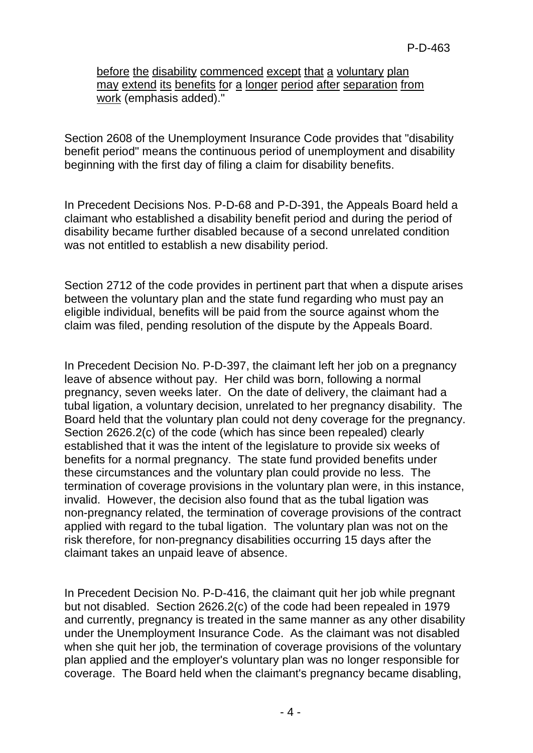before the disability commenced except that a voluntary plan may extend its benefits for a longer period after separation from work (emphasis added)."

Section 2608 of the Unemployment Insurance Code provides that "disability benefit period" means the continuous period of unemployment and disability beginning with the first day of filing a claim for disability benefits.

In Precedent Decisions Nos. P-D-68 and P-D-391, the Appeals Board held a claimant who established a disability benefit period and during the period of disability became further disabled because of a second unrelated condition was not entitled to establish a new disability period.

Section 2712 of the code provides in pertinent part that when a dispute arises between the voluntary plan and the state fund regarding who must pay an eligible individual, benefits will be paid from the source against whom the claim was filed, pending resolution of the dispute by the Appeals Board.

In Precedent Decision No. P-D-397, the claimant left her job on a pregnancy leave of absence without pay. Her child was born, following a normal pregnancy, seven weeks later. On the date of delivery, the claimant had a tubal ligation, a voluntary decision, unrelated to her pregnancy disability. The Board held that the voluntary plan could not deny coverage for the pregnancy. Section 2626.2(c) of the code (which has since been repealed) clearly established that it was the intent of the legislature to provide six weeks of benefits for a normal pregnancy. The state fund provided benefits under these circumstances and the voluntary plan could provide no less. The termination of coverage provisions in the voluntary plan were, in this instance, invalid. However, the decision also found that as the tubal ligation was non-pregnancy related, the termination of coverage provisions of the contract applied with regard to the tubal ligation. The voluntary plan was not on the risk therefore, for non-pregnancy disabilities occurring 15 days after the claimant takes an unpaid leave of absence.

In Precedent Decision No. P-D-416, the claimant quit her job while pregnant but not disabled. Section 2626.2(c) of the code had been repealed in 1979 and currently, pregnancy is treated in the same manner as any other disability under the Unemployment Insurance Code. As the claimant was not disabled when she quit her job, the termination of coverage provisions of the voluntary plan applied and the employer's voluntary plan was no longer responsible for coverage. The Board held when the claimant's pregnancy became disabling,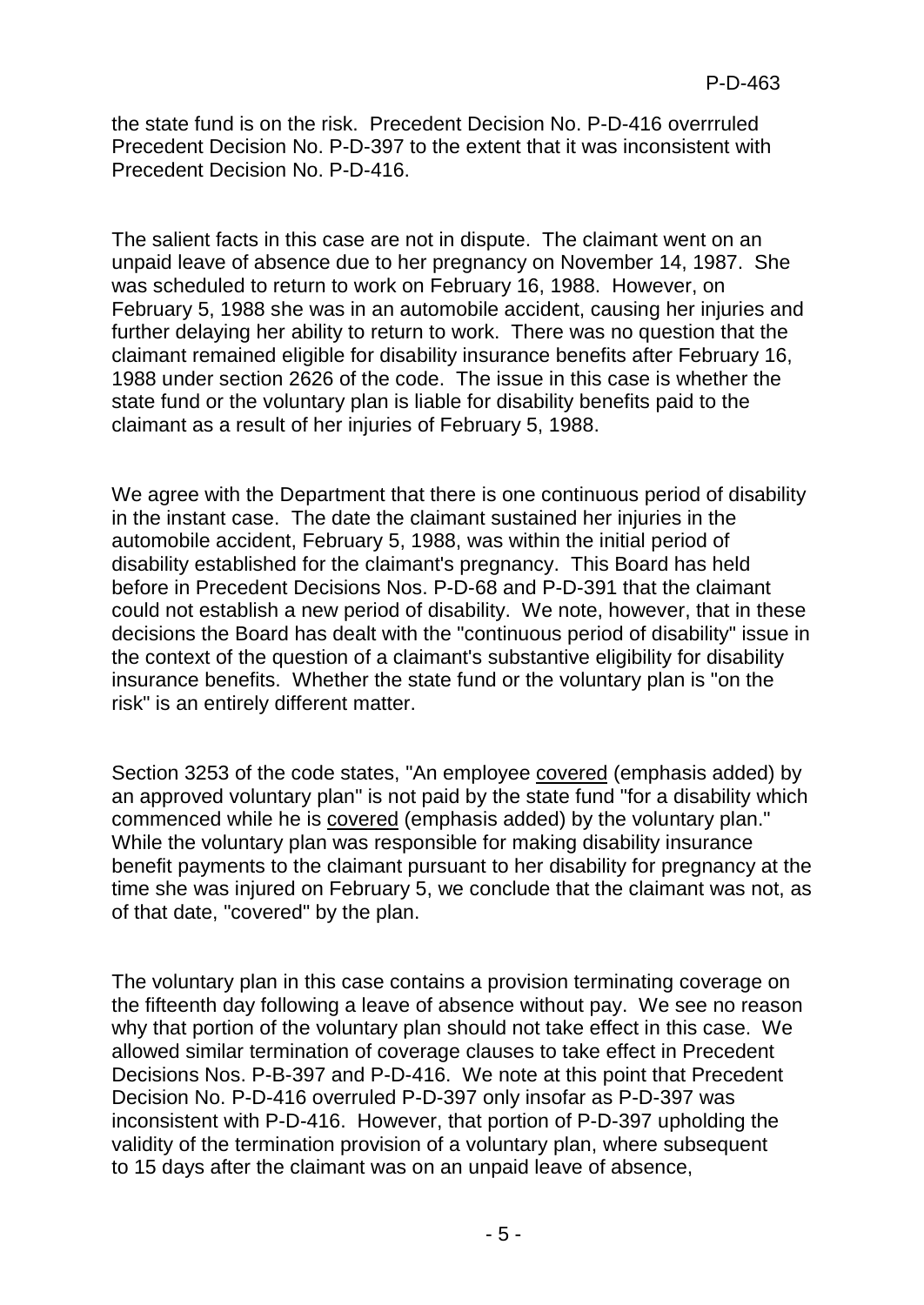the state fund is on the risk. Precedent Decision No. P-D-416 overrruled Precedent Decision No. P-D-397 to the extent that it was inconsistent with Precedent Decision No. P-D-416.

The salient facts in this case are not in dispute. The claimant went on an unpaid leave of absence due to her pregnancy on November 14, 1987. She was scheduled to return to work on February 16, 1988. However, on February 5, 1988 she was in an automobile accident, causing her injuries and further delaying her ability to return to work. There was no question that the claimant remained eligible for disability insurance benefits after February 16, 1988 under section 2626 of the code. The issue in this case is whether the state fund or the voluntary plan is liable for disability benefits paid to the claimant as a result of her injuries of February 5, 1988.

We agree with the Department that there is one continuous period of disability in the instant case. The date the claimant sustained her injuries in the automobile accident, February 5, 1988, was within the initial period of disability established for the claimant's pregnancy. This Board has held before in Precedent Decisions Nos. P-D-68 and P-D-391 that the claimant could not establish a new period of disability. We note, however, that in these decisions the Board has dealt with the "continuous period of disability" issue in the context of the question of a claimant's substantive eligibility for disability insurance benefits. Whether the state fund or the voluntary plan is "on the risk" is an entirely different matter.

Section 3253 of the code states, "An employee <u>covered</u> (emphasis added) by an approved voluntary plan" is not paid by the state fund "for a disability which commenced while he is <u>covered</u> (emphasis added) by the voluntary plan." While the voluntary plan was responsible for making disability insurance benefit payments to the claimant pursuant to her disability for pregnancy at the time she was injured on February 5, we conclude that the claimant was not, as of that date, "covered" by the plan.

The voluntary plan in this case contains a provision terminating coverage on the fifteenth day following a leave of absence without pay. We see no reason why that portion of the voluntary plan should not take effect in this case. We allowed similar termination of coverage clauses to take effect in Precedent Decisions Nos. P-B-397 and P-D-416. We note at this point that Precedent Decision No. P-D-416 overruled P-D-397 only insofar as P-D-397 was inconsistent with P-D-416. However, that portion of P-D-397 upholding the validity of the termination provision of a voluntary plan, where subsequent to 15 days after the claimant was on an unpaid leave of absence,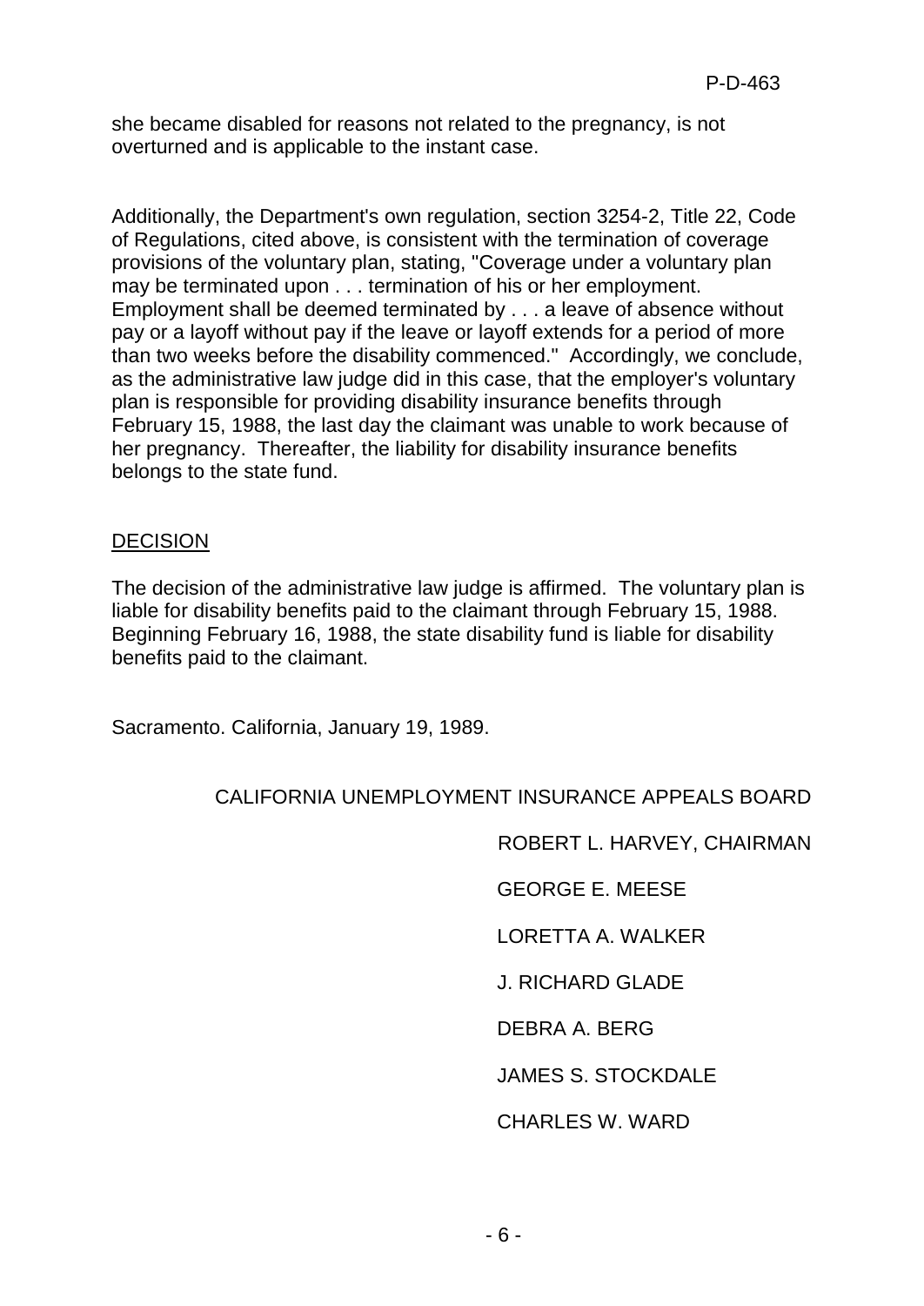she became disabled for reasons not related to the pregnancy, is not overturned and is applicable to the instant case.

Additionally, the Department's own regulation, section 3254-2, Title 22, Code of Regulations, cited above, is consistent with the termination of coverage provisions of the voluntary plan, stating, "Coverage under a voluntary plan may be terminated upon . . . termination of his or her employment. Employment shall be deemed terminated by . . . a leave of absence without pay or a layoff without pay if the leave or layoff extends for a period of more than two weeks before the disability commenced." Accordingly, we conclude, as the administrative law judge did in this case, that the employer's voluntary plan is responsible for providing disability insurance benefits through February 15, 1988, the last day the claimant was unable to work because of her pregnancy. Thereafter, the liability for disability insurance benefits belongs to the state fund.

## DECISION

The decision of the administrative law judge is affirmed. The voluntary plan is liable for disability benefits paid to the claimant through February 15, 1988. Beginning February 16, 1988, the state disability fund is liable for disability benefits paid to the claimant.

Sacramento. California, January 19, 1989.

CALIFORNIA UNEMPLOYMENT INSURANCE APPEALS BOARD

ROBERT L. HARVEY, CHAIRMAN

GEORGE E. MEESE

LORETTA A. WALKER

J. RICHARD GLADE

DEBRA A. BERG

JAMES S. STOCKDALE

CHARLES W. WARD